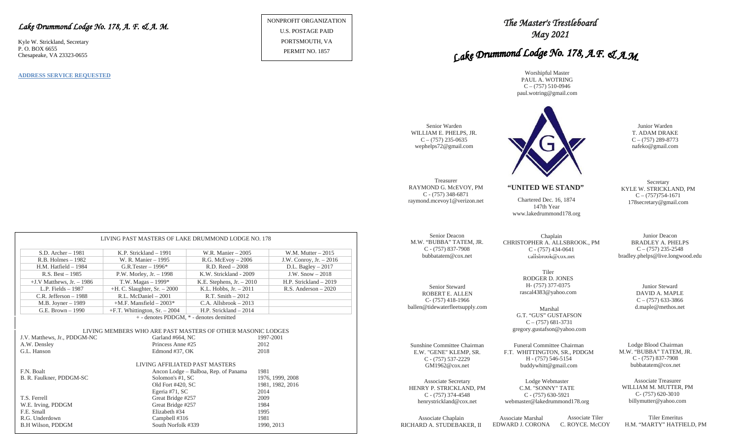*Lake Drummond Lodge No. 178, A. F. & A. M.*

Kyle W. Strickland, Secretary
P. O. BOX 6655
Chesapeake, VA 23323-0655

**ADDRESS SERVICE REQUESTED**

NONPROFIT ORGANIZATION
U.S. POSTAGE PAID
PORTSMOUTH, VA
PERMIT NO. 1857

| LIVING PAST MASTERS OF LAKE DRUMMOND LODGE NO. 178 | | | |
|---|---|---|---|
| S.D. Archer – 1981 | K.P. Strickland – 1991 | W.R. Manier – 2005 | W.M. Mutter – 2015 |
| R.B. Holmes – 1982 | W. R. Manier – 1995 | R.G. McEvoy – 2006 | J.W. Conroy, Jr. – 2016 |
| H.M. Hatfield – 1984 | G.R.Tester – 1996* | R.D. Reed – 2008 | D.L. Bagley – 2017 |
| R.S. Best – 1985 | P.W. Morley, Jr. – 1998 | K.W. Strickland - 2009 | J.W. Snow – 2018 |
| +J.V Matthews, Jr. – 1986 | T.W. Magas – 1999* | K.E. Stephens, Jr. – 2010 | H.P. Strickland – 2019 |
| L.P. Fields – 1987 | +H. C. Slaughter, Sr. – 2000 | K.L. Hobbs, Jr. – 2011 | R.S. Anderson – 2020 |
| C.R. Jefferson – 1988 | R.L. McDaniel – 2001 | R.T. Smith – 2012 | |
| M.B. Joyner – 1989 | +M.F. Mansfield – 2003* | C.A. Allsbrook – 2013 | |
| G.E. Brown – 1990 | +F.T. Whittington, Sr. – 2004 | H.P. Strickland – 2014 | |

+ - denotes PDDGM, * - denotes demitted

LIVING MEMBERS WHO ARE PAST MASTERS OF OTHER MASONIC LODGES

| | | |
|---|---|---|
| J.V. Matthews, Jr., PDDGM-NC | Garland #664, NC | 1997-2001 |
| A.W. Densley | Princess Anne #25 | 2012 |
| G.L. Hanson | Edmond #37, OK | 2018 |

LIVING AFFILIATED PAST MASTERS

| | | |
|---|---|---|
| F.N. Boalt | Ancon Lodge – Balboa, Rep. of Panama | 1981 |
| B. R. Faulkner, PDDGM-SC | Solomon's #1, SC | 1976, 1999, 2008 |
| | Old Fort #420, SC | 1981, 1982, 2016 |
| | Egeria #71, SC | 2014 |
| T.S. Ferrell | Great Bridge #257 | 2009 |
| W.E. Irving, PDDGM | Great Bridge #257 | 1984 |
| F.E. Small | Elizabeth #34 | 1995 |
| R.G. Underdown | Campbell #316 | 1981 |
| B.H Wilson, PDDGM | South Norfolk #339 | 1990, 2013 |

# *The Master's Trestleboard*
## *May 2021*
# *Lake Drummond Lodge No. 178, A.F. & A.M.*

Worshipful Master
PAUL A. WOTRING
C – (757) 510-0946
paul.wotring@gmail.com

Senior Warden
WILLIAM E. PHELPS, JR.
C – (757) 235-0635
wephelps72@gmail.com

Junior Warden
T. ADAM DRAKE
C – (757) 289-8773
nafeko@gmail.com

Treasurer
RAYMOND G. McEVOY, PM
C - (757) 348-6871
raymond.mcevoy1@verizon.net

**"UNITED WE STAND"**

Chartered Dec. 16, 1874
147th Year
www.lakedrummond178.org

Secretary
KYLE W. STRICKLAND, PM
C – (757)754-1671
178secretary@gmail.com

Senior Deacon
M.W. "BUBBA" TATEM, JR.
C - (757) 837-7908
bubbatatem@cox.net

Chaplain
CHRISTOPHER A. ALLSBROOK., PM
C - (757) 434-0641
callsbrook@cox.net

Junior Deacon
BRADLEY A. PHELPS
C – (757) 235-2548
bradley.phelps@live.longwood.edu

Tiler
RODGER D. JONES
H- (757) 377-0375
rascal4383@yahoo.com

Senior Steward
ROBERT E. ALLEN
C- (757) 418-1966
ballen@tidewaterfleetsupply.com

Junior Steward
DAVID A. MAPLE
C – (757) 633-3866
d.maple@methos.net

Marshal
G.T. "GUS" GUSTAFSON
C – (757) 681-3731
gregory.gustafson@yahoo.com

Sunshine Committee Chairman
E.W. "GENE" KLEMP, SR.
C - (757) 537-2229
GM1962@cox.net

Funeral Committee Chairman
F.T. WHITTINGTON, SR., PDDGM
H - (757) 546-5154
buddywhitt@gmail.com

Lodge Blood Chairman
M.W. "BUBBA" TATEM, JR.
C - (757) 837-7908
bubbatatem@cox.net

Associate Secretary
HENRY P. STRICKLAND, PM
C - (757) 374-4548
henrystrickland@cox.net

Lodge Webmaster
C.M. "SONNY" TATE
C - (757) 630-5921
webmaster@lakedrummond178.org

Associate Treasurer
WILLIAM M. MUTTER, PM
C- (757) 620-3010
billymutter@yahoo.com

Associate Chaplain
RICHARD A. STUDEBAKER, II

Associate Marshal
EDWARD J. CORONA

Associate Tiler
C. ROYCE. McCOY

Tiler Emeritus
H.M. "MARTY" HATFIELD, PM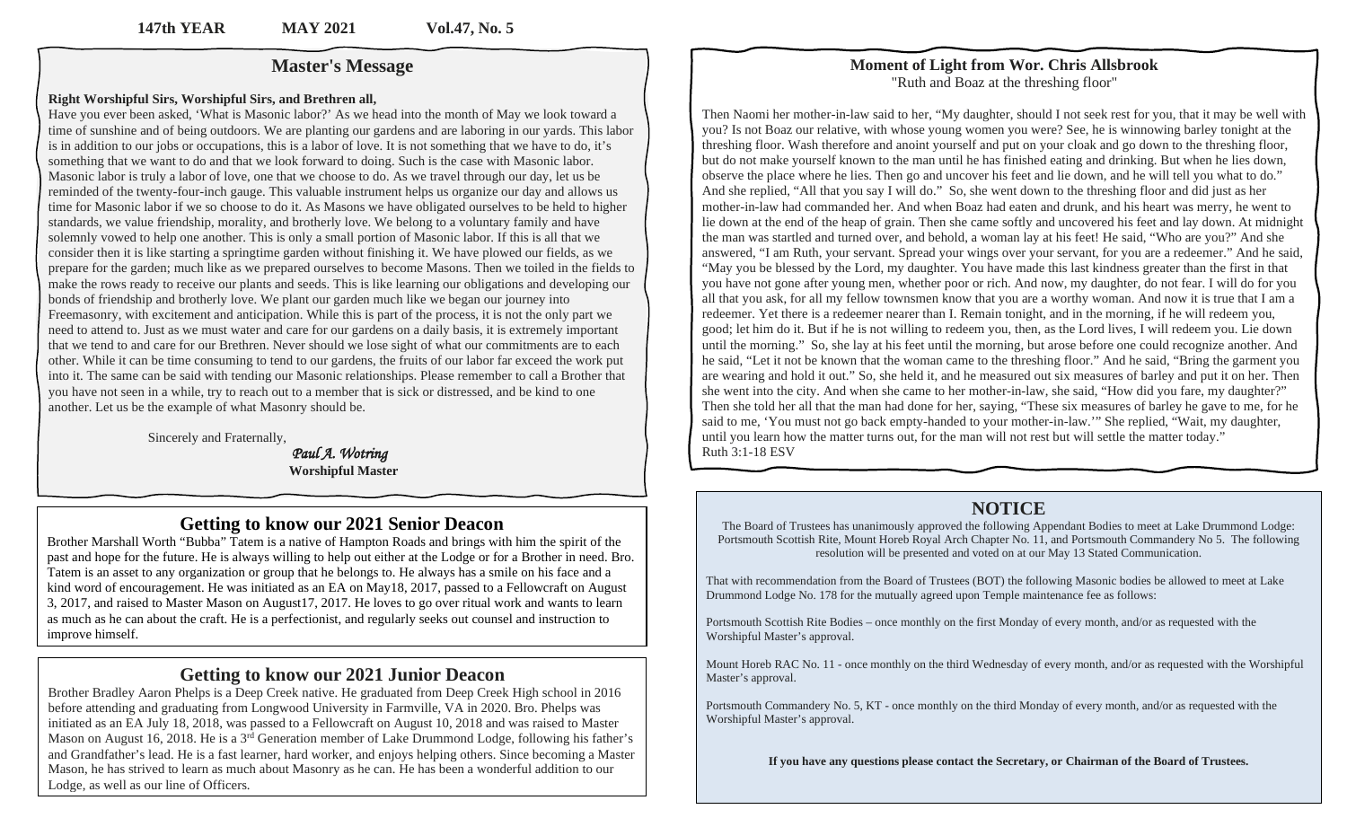## Master's Message

**Right Worshipful Sirs, Worshipful Sirs, and Brethren all,**

Have you ever been asked, 'What is Masonic labor?' As we head into the month of May we look toward a time of sunshine and of being outdoors. We are planting our gardens and are laboring in our yards. This labor is in addition to our jobs or occupations, this is a labor of love. It is not something that we have to do, it's something that we want to do and that we look forward to doing. Such is the case with Masonic labor. Masonic labor is truly a labor of love, one that we choose to do. As we travel through our day, let us be reminded of the twenty-four-inch gauge. This valuable instrument helps us organize our day and allows us time for Masonic labor if we so choose to do it. As Masons we have obligated ourselves to be held to higher standards, we value friendship, morality, and brotherly love. We belong to a voluntary family and have solemnly vowed to help one another. This is only a small portion of Masonic labor. If this is all that we consider then it is like starting a springtime garden without finishing it. We have plowed our fields, as we prepare for the garden; much like as we prepared ourselves to become Masons. Then we toiled in the fields to make the rows ready to receive our plants and seeds. This is like learning our obligations and developing our bonds of friendship and brotherly love. We plant our garden much like we began our journey into Freemasonry, with excitement and anticipation. While this is part of the process, it is not the only part we need to attend to. Just as we must water and care for our gardens on a daily basis, it is extremely important that we tend to and care for our Brethren. Never should we lose sight of what our commitments are to each other. While it can be time consuming to tend to our gardens, the fruits of our labor far exceed the work put into it. The same can be said with tending our Masonic relationships. Please remember to call a Brother that you have not seen in a while, try to reach out to a member that is sick or distressed, and be kind to one another. Let us be the example of what Masonry should be.

Sincerely and Fraternally,

*Paul A. Wotring*
**Worshipful Master**

## Getting to know our 2021 Senior Deacon

Brother Marshall Worth "Bubba" Tatem is a native of Hampton Roads and brings with him the spirit of the past and hope for the future. He is always willing to help out either at the Lodge or for a Brother in need. Bro. Tatem is an asset to any organization or group that he belongs to. He always has a smile on his face and a kind word of encouragement. He was initiated as an EA on May18, 2017, passed to a Fellowcraft on August 3, 2017, and raised to Master Mason on August17, 2017. He loves to go over ritual work and wants to learn as much as he can about the craft. He is a perfectionist, and regularly seeks out counsel and instruction to improve himself.

## Getting to know our 2021 Junior Deacon

Brother Bradley Aaron Phelps is a Deep Creek native. He graduated from Deep Creek High school in 2016 before attending and graduating from Longwood University in Farmville, VA in 2020. Bro. Phelps was initiated as an EA July 18, 2018, was passed to a Fellowcraft on August 10, 2018 and was raised to Master Mason on August 16, 2018. He is a 3rd Generation member of Lake Drummond Lodge, following his father's and Grandfather's lead. He is a fast learner, hard worker, and enjoys helping others. Since becoming a Master Mason, he has strived to learn as much about Masonry as he can. He has been a wonderful addition to our Lodge, as well as our line of Officers.

### Moment of Light from Wor. Chris Allsbrook

"Ruth and Boaz at the threshing floor"

Then Naomi her mother-in-law said to her, "My daughter, should I not seek rest for you, that it may be well with you? Is not Boaz our relative, with whose young women you were? See, he is winnowing barley tonight at the threshing floor. Wash therefore and anoint yourself and put on your cloak and go down to the threshing floor, but do not make yourself known to the man until he has finished eating and drinking. But when he lies down, observe the place where he lies. Then go and uncover his feet and lie down, and he will tell you what to do." And she replied, "All that you say I will do." So, she went down to the threshing floor and did just as her mother-in-law had commanded her. And when Boaz had eaten and drunk, and his heart was merry, he went to lie down at the end of the heap of grain. Then she came softly and uncovered his feet and lay down. At midnight the man was startled and turned over, and behold, a woman lay at his feet! He said, "Who are you?" And she answered, "I am Ruth, your servant. Spread your wings over your servant, for you are a redeemer." And he said, "May you be blessed by the Lord, my daughter. You have made this last kindness greater than the first in that you have not gone after young men, whether poor or rich. And now, my daughter, do not fear. I will do for you all that you ask, for all my fellow townsmen know that you are a worthy woman. And now it is true that I am a redeemer. Yet there is a redeemer nearer than I. Remain tonight, and in the morning, if he will redeem you, good; let him do it. But if he is not willing to redeem you, then, as the Lord lives, I will redeem you. Lie down until the morning." So, she lay at his feet until the morning, but arose before one could recognize another. And he said, "Let it not be known that the woman came to the threshing floor." And he said, "Bring the garment you are wearing and hold it out." So, she held it, and he measured out six measures of barley and put it on her. Then she went into the city. And when she came to her mother-in-law, she said, "How did you fare, my daughter?" Then she told her all that the man had done for her, saying, "These six measures of barley he gave to me, for he said to me, 'You must not go back empty-handed to your mother-in-law.'" She replied, "Wait, my daughter, until you learn how the matter turns out, for the man will not rest but will settle the matter today."
Ruth 3:1-18 ESV

## NOTICE

The Board of Trustees has unanimously approved the following Appendant Bodies to meet at Lake Drummond Lodge: Portsmouth Scottish Rite, Mount Horeb Royal Arch Chapter No. 11, and Portsmouth Commandery No 5. The following resolution will be presented and voted on at our May 13 Stated Communication.

That with recommendation from the Board of Trustees (BOT) the following Masonic bodies be allowed to meet at Lake Drummond Lodge No. 178 for the mutually agreed upon Temple maintenance fee as follows:

Portsmouth Scottish Rite Bodies – once monthly on the first Monday of every month, and/or as requested with the Worshipful Master's approval.

Mount Horeb RAC No. 11 - once monthly on the third Wednesday of every month, and/or as requested with the Worshipful Master's approval.

Portsmouth Commandery No. 5, KT - once monthly on the third Monday of every month, and/or as requested with the Worshipful Master's approval.

**If you have any questions please contact the Secretary, or Chairman of the Board of Trustees.**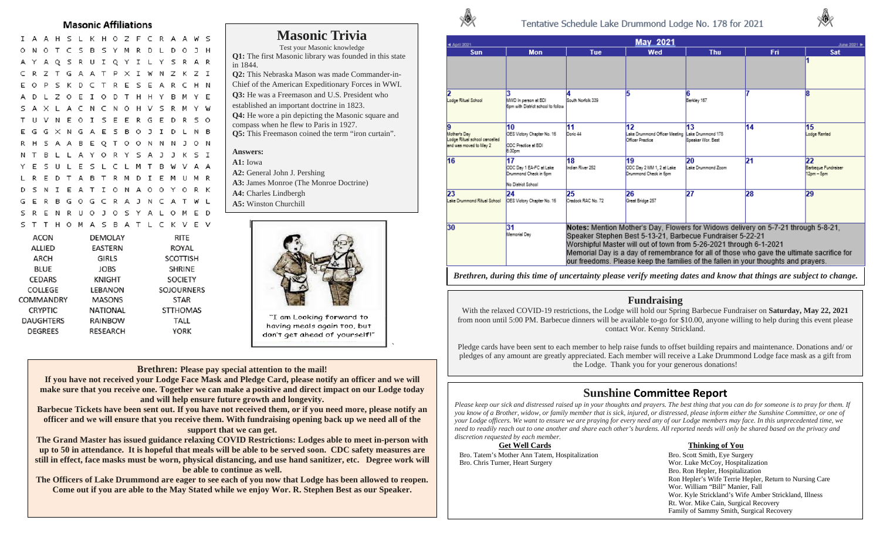## Masonic Affiliations

```
I A A H S L K H O Z F C R A A W S
O N O T C S B S Y M R D L D O J H
A Y A Q S R U I Q Y I L Y S R A R
C R Z T G A A T P X I W N Z K Z I
E O P S K D C T R E S E A R C H N
A D L Z O E I O D T H H Y B M Y E
S A X L A C N C N O H V S R M Y W
T U V N E O I S E E R G E D R S O
E G G X N G A E S B O J I D L N B
R H S A A B E Q T O O N N N J O N
N T B L L A Y O R Y S A J J K S I
Y E S U L E S L C L M T B W V A A
L R E D T A B T R M D I E M U M R
D S N I E A T I O N A O O Y O R K
G E R B G O G C R A J N C A T W L
S R E N R U O J O S Y A L O M E D
S T T H O M A S B A T L C K V E V
```

| | | |
|---|---|---|
| ACON | DEMOLAY | RITE |
| ALLIED | EASTERN | ROYAL |
| ARCH | GIRLS | SCOTTISH |
| BLUE | JOBS | SHRINE |
| CEDARS | KNIGHT | SOCIETY |
| COLLEGE | LEBANON | SOJOURNERS |
| COMMANDRY | MASONS | STAR |
| CRYPTIC | NATIONAL | STTHOMAS |
| DAUGHTERS | RAINBOW | TALL |
| DEGREES | RESEARCH | YORK |

## Masonic Trivia

Test your Masonic knowledge

**Q1:** The first Masonic library was founded in this state in 1844.

**Q2:** This Nebraska Mason was made Commander-in-Chief of the American Expeditionary Forces in WWI.

**Q3:** He was a Freemason and U.S. President who established an important doctrine in 1823.

**Q4:** He wore a pin depicting the Masonic square and compass when he flew to Paris in 1927.

**Q5:** This Freemason coined the term "iron curtain".

**Answers:**

**A1:** Iowa

**A2:** General John J. Pershing

**A3:** James Monroe (The Monroe Doctrine)

**A4:** Charles Lindbergh

**A5:** Winston Churchill

"I am Looking forward to having meals again too, but don't get ahead of yourself!"

**Brethren: Please pay special attention to the mail!**

**If you have not received your Lodge Face Mask and Pledge Card, please notify an officer and we will make sure that you receive one. Together we can make a positive and direct impact on our Lodge today and will help ensure future growth and longevity.**

**Barbecue Tickets have been sent out. If you have not received them, or if you need more, please notify an officer and we will ensure that you receive them. With fundraising opening back up we need all of the support that we can get.**

**The Grand Master has issued guidance relaxing COVID Restrictions: Lodges able to meet in-person with up to 50 in attendance. It is hopeful that meals will be able to be served soon. CDC safety measures are still in effect, face masks must be worn, physical distancing, and use hand sanitizer, etc. Degree work will be able to continue as well.**

**The Officers of Lake Drummond are eager to see each of you now that Lodge has been allowed to reopen. Come out if you are able to the May Stated while we enjoy Wor. R. Stephen Best as our Speaker.**

## Tentative Schedule Lake Drummond Lodge No. 178 for 2021

**May 2021**

| Sun | Mon | Tue | Wed | Thu | Fri | Sat |
|---|---|---|---|---|---|---|
| | | | | | | 1 |
| 2 Lodge Ritual School | 3 MWD In person at BDI 6pm with District school to follow | 4 South Norfolk 339 | 5 | 6 Berkley 167 | 7 | 8 |
| 9 Mother's Day Lodge Ritual school cancelled and was moved to May 2 | 10 OES Victory Chapter No. 16 ODC Practice at BDI 6:30pm | 11 Doric 44 | 12 Lake Drummond Officer Meeting Officer Practice | 13 Lake Drummond 178 Speaker Wor. Best | 14 | 15 Lodge Rented |
| 16 | 17 ODC Day 1 EA-FC at Lake Drummond Check in 6pm No District School | 18 Indian River 252 | 19 ODC Day 2 MM 1, 2 at Lake Drummond Check in 6pm | 20 Lake Drummond Zoom | 21 | 22 Barbeque Fundraiser 12pm – 5pm |
| 23 Lake Drummond Ritual School | 24 OES Victory Chapter No. 16 | 25 Cradock RAC No. 72 | 26 Great Bridge 257 | 27 | 28 | 29 |
| 30 | 31 Memorial Day | | | | | |

Notes: Mention Mother's Day, Flowers for Widows delivery on 5-7-21 through 5-8-21, Speaker Stephen Best 5-13-21, Barbecue Fundraiser 5-22-21
Worshipful Master will out of town from 5-26-2021 through 6-1-2021
Memorial Day is a day of remembrance for all of those who gave the ultimate sacrifice for our freedoms. Please keep the families of the fallen in your thoughts and prayers.

***Brethren, during this time of uncertainty please verify meeting dates and know that things are subject to change.***

## Fundraising

With the relaxed COVID-19 restrictions, the Lodge will hold our Spring Barbecue Fundraiser on **Saturday, May 22, 2021** from noon until 5:00 PM. Barbecue dinners will be available to-go for $10.00, anyone willing to help during this event please contact Wor. Kenny Strickland.

Pledge cards have been sent to each member to help raise funds to offset building repairs and maintenance. Donations and/ or pledges of any amount are greatly appreciated. Each member will receive a Lake Drummond Lodge face mask as a gift from the Lodge. Thank you for your generous donations!

## Sunshine Committee Report

*Please keep our sick and distressed raised up in your thoughts and prayers. The best thing that you can do for someone is to pray for them. If you know of a Brother, widow, or family member that is sick, injured, or distressed, please inform either the Sunshine Committee, or one of your Lodge officers. We want to ensure we are praying for every need any of our Lodge members may face. In this unprecedented time, we need to readily reach out to one another and share each other's burdens. All reported needs will only be shared based on the privacy and discretion requested by each member.*

**Get Well Cards**

Bro. Tatem's Mother Ann Tatem, Hospitalization
Bro. Chris Turner, Heart Surgery

**Thinking of You**

Bro. Scott Smith, Eye Surgery
Wor. Luke McCoy, Hospitalization
Bro. Ron Hepler, Hospitalization
Ron Hepler's Wife Terrie Hepler, Return to Nursing Care
Wor. William "Bill" Manier, Fall
Wor. Kyle Strickland's Wife Amber Strickland, Illness
Rt. Wor. Mike Cain, Surgical Recovery
Family of Sammy Smith, Surgical Recovery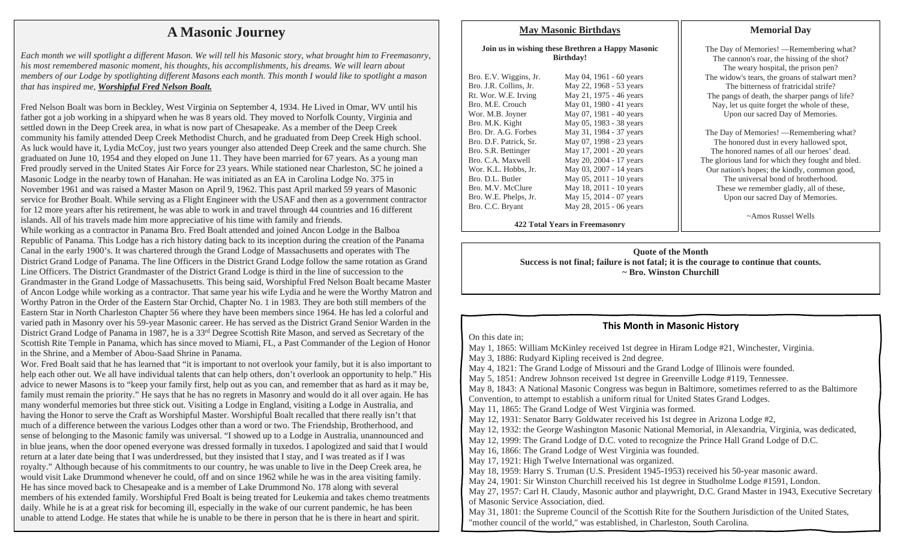# A Masonic Journey

*Each month we will spotlight a different Mason. We will tell his Masonic story, what brought him to Freemasonry, his most remembered masonic moment, his thoughts, his accomplishments, his dreams. We will learn about members of our Lodge by spotlighting different Masons each month. This month I would like to spotlight a mason that has inspired me, **Worshipful Fred Nelson Boalt.***

Fred Nelson Boalt was born in Beckley, West Virginia on September 4, 1934. He Lived in Omar, WV until his father got a job working in a shipyard when he was 8 years old. They moved to Norfolk County, Virginia and settled down in the Deep Creek area, in what is now part of Chesapeake. As a member of the Deep Creek community his family attended Deep Creek Methodist Church, and he graduated from Deep Creek High school. As luck would have it, Lydia McCoy, just two years younger also attended Deep Creek and the same church. She graduated on June 10, 1954 and they eloped on June 11. They have been married for 67 years. As a young man Fred proudly served in the United States Air Force for 23 years. While stationed near Charleston, SC he joined a Masonic Lodge in the nearby town of Hanahan. He was initiated as an EA in Carolina Lodge No. 375 in November 1961 and was raised a Master Mason on April 9, 1962. This past April marked 59 years of Masonic service for Brother Boalt. While serving as a Flight Engineer with the USAF and then as a government contractor for 12 more years after his retirement, he was able to work in and travel through 44 countries and 16 different islands. All of his travels made him more appreciative of his time with family and friends.

While working as a contractor in Panama Bro. Fred Boalt attended and joined Ancon Lodge in the Balboa Republic of Panama. This Lodge has a rich history dating back to its inception during the creation of the Panama Canal in the early 1900's. It was chartered through the Grand Lodge of Massachusetts and operates with The District Grand Lodge of Panama. The line Officers in the District Grand Lodge follow the same rotation as Grand Line Officers. The District Grandmaster of the District Grand Lodge is third in the line of succession to the Grandmaster in the Grand Lodge of Massachusetts. This being said, Worshipful Fred Nelson Boalt became Master of Ancon Lodge while working as a contractor. That same year his wife Lydia and he were the Worthy Matron and Worthy Patron in the Order of the Eastern Star Orchid, Chapter No. 1 in 1983. They are both still members of the Eastern Star in North Charleston Chapter 56 where they have been members since 1964. He has led a colorful and varied path in Masonry over his 59-year Masonic career. He has served as the District Grand Senior Warden in the District Grand Lodge of Panama in 1987, he is a 33rd Degree Scottish Rite Mason, and served as Secretary of the Scottish Rite Temple in Panama, which has since moved to Miami, FL, a Past Commander of the Legion of Honor in the Shrine, and a Member of Abou-Saad Shrine in Panama.

Wor. Fred Boalt said that he has learned that "it is important to not overlook your family, but it is also important to help each other out. We all have individual talents that can help others, don't overlook an opportunity to help." His advice to newer Masons is to "keep your family first, help out as you can, and remember that as hard as it may be, family must remain the priority." He says that he has no regrets in Masonry and would do it all over again. He has many wonderful memories but three stick out. Visiting a Lodge in England, visiting a Lodge in Australia, and having the Honor to serve the Craft as Worshipful Master. Worshipful Boalt recalled that there really isn't that much of a difference between the various Lodges other than a word or two. The Friendship, Brotherhood, and sense of belonging to the Masonic family was universal. "I showed up to a Lodge in Australia, unannounced and in blue jeans, when the door opened everyone was dressed formally in tuxedos. I apologized and said that I would return at a later date being that I was underdressed, but they insisted that I stay, and I was treated as if I was royalty." Although because of his commitments to our country, he was unable to live in the Deep Creek area, he would visit Lake Drummond whenever he could, off and on since 1962 while he was in the area visiting family. He has since moved back to Chesapeake and is a member of Lake Drummond No. 178 along with several members of his extended family. Worshipful Fred Boalt is being treated for Leukemia and takes chemo treatments daily. While he is at a great risk for becoming ill, especially in the wake of our current pandemic, he has been unable to attend Lodge. He states that while he is unable to be there in person that he is there in heart and spirit.

## May Masonic Birthdays

**Join us in wishing these Brethren a Happy Masonic Birthday!**

| | |
|---|---|
| Bro. E.V. Wiggins, Jr. | May 04, 1961 - 60 years |
| Bro. J.R. Collins, Jr. | May 22, 1968 - 53 years |
| Rt. Wor. W.E. Irving | May 21, 1975 - 46 years |
| Bro. M.E. Crouch | May 01, 1980 - 41 years |
| Wor. M.B. Joyner | May 07, 1981 - 40 years |
| Bro. M.K. Kight | May 05, 1983 - 38 years |
| Bro. Dr. A.G. Forbes | May 31, 1984 - 37 years |
| Bro. D.F. Patrick, Sr. | May 07, 1998 - 23 years |
| Bro. S.R. Bettinger | May 17, 2001 - 20 years |
| Bro. C.A. Maxwell | May 20, 2004 - 17 years |
| Wor. K.L. Hobbs, Jr. | May 03, 2007 - 14 years |
| Bro. D.L. Butler | May 05, 2011 - 10 years |
| Bro. M.V. McClure | May 18, 2011 - 10 years |
| Bro. W.E. Phelps, Jr. | May 15, 2014 - 07 years |
| Bro. C.C. Bryant | May 28, 2015 - 06 years |

**422 Total Years in Freemasonry**

## Memorial Day

The Day of Memories! —Remembering what?  
The cannon's roar, the hissing of the shot?  
The weary hospital, the prison pen?  
The widow's tears, the groans of stalwart men?  
The bitterness of fratricidal strife?  
The pangs of death, the sharper pangs of life?  
Nay, let us quite forget the whole of these,  
Upon our sacred Day of Memories.

The Day of Memories! —Remembering what?  
The honored dust in every hallowed spot,  
The honored names of all our heroes' dead.  
The glorious land for which they fought and bled.  
Our nation's hopes; the kindly, common good,  
The universal bond of brotherhood.  
These we remember gladly, all of these,  
Upon our sacred Day of Memories.

~Amos Russel Wells

**Quote of the Month**

**Success is not final; failure is not fatal; it is the courage to continue that counts.**
**~ Bro. Winston Churchill**

## This Month in Masonic History

On this date in;

May 1, 1865: William McKinley received 1st degree in Hiram Lodge #21, Winchester, Virginia.  
May 3, 1886: Rudyard Kipling received is 2nd degree.  
May 4, 1821: The Grand Lodge of Missouri and the Grand Lodge of Illinois were founded.  
May 5, 1851: Andrew Johnson received 1st degree in Greenville Lodge #119, Tennessee.  
May 8, 1843: A National Masonic Congress was begun in Baltimore, sometimes referred to as the Baltimore Convention, to attempt to establish a uniform ritual for United States Grand Lodges.  
May 11, 1865: The Grand Lodge of West Virginia was formed.  
May 12, 1931: Senator Barry Goldwater received his 1st degree in Arizona Lodge #2,  
May 12, 1932: the George Washington Masonic National Memorial, in Alexandria, Virginia, was dedicated,  
May 12, 1999: The Grand Lodge of D.C. voted to recognize the Prince Hall Grand Lodge of D.C.  
May 16, 1866: The Grand Lodge of West Virginia was founded.  
May 17, 1921: High Twelve International was organized.  
May 18, 1959: Harry S. Truman (U.S. President 1945-1953) received his 50-year masonic award.  
May 24, 1901: Sir Winston Churchill received his 1st degree in Studholme Lodge #1591, London.  
May 27, 1957: Carl H. Claudy, Masonic author and playwright, D.C. Grand Master in 1943, Executive Secretary of Masonic Service Association, died.  
May 31, 1801: the Supreme Council of the Scottish Rite for the Southern Jurisdiction of the United States, "mother council of the world," was established, in Charleston, South Carolina.